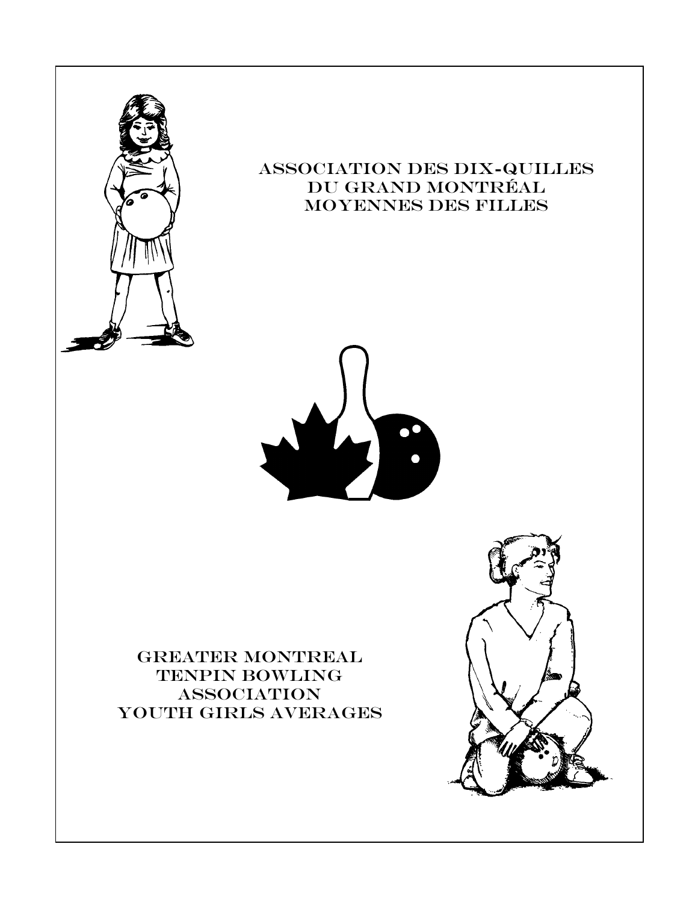# ASSOCIATION DES DIX-QUILLES DU GRAND MONTRÉAL MOYENNES DES FILLES

# GREATER MONTREAL TENPIN BOWLING ASSOCIATION YOUTH GIRLS AVERAGES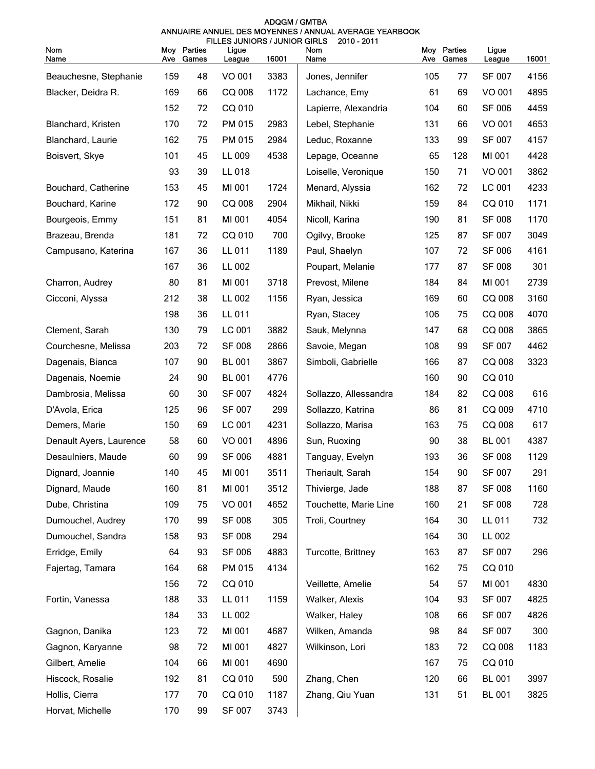ADQGM / GMTBA
ANNUAIRE ANNUEL DES MOYENNES / ANNUAL AVERAGE YEARBOOK
FILLES JUNIORS / JUNIOR GIRLS 2010 - 2011

| Nom Name | Moy Ave | Parties Games | Ligue League | 16001 |
|---|---|---|---|---|
| Beauchesne, Stephanie | 159 | 48 | VO 001 | 3383 |
| Blacker, Deidra R. | 169 | 66 | CQ 008 | 1172 |
| | 152 | 72 | CQ 010 | |
| Blanchard, Kristen | 170 | 72 | PM 015 | 2983 |
| Blanchard, Laurie | 162 | 75 | PM 015 | 2984 |
| Boisvert, Skye | 101 | 45 | LL 009 | 4538 |
| | 93 | 39 | LL 018 | |
| Bouchard, Catherine | 153 | 45 | MI 001 | 1724 |
| Bouchard, Karine | 172 | 90 | CQ 008 | 2904 |
| Bourgeois, Emmy | 151 | 81 | MI 001 | 4054 |
| Brazeau, Brenda | 181 | 72 | CQ 010 | 700 |
| Campusano, Katerina | 167 | 36 | LL 011 | 1189 |
| | 167 | 36 | LL 002 | |
| Charron, Audrey | 80 | 81 | MI 001 | 3718 |
| Cicconi, Alyssa | 212 | 38 | LL 002 | 1156 |
| | 198 | 36 | LL 011 | |
| Clement, Sarah | 130 | 79 | LC 001 | 3882 |
| Courchesne, Melissa | 203 | 72 | SF 008 | 2866 |
| Dagenais, Bianca | 107 | 90 | BL 001 | 3867 |
| Dagenais, Noemie | 24 | 90 | BL 001 | 4776 |
| Dambrosia, Melissa | 60 | 30 | SF 007 | 4824 |
| D'Avola, Erica | 125 | 96 | SF 007 | 299 |
| Demers, Marie | 150 | 69 | LC 001 | 4231 |
| Denault Ayers, Laurence | 58 | 60 | VO 001 | 4896 |
| Desaulniers, Maude | 60 | 99 | SF 006 | 4881 |
| Dignard, Joannie | 140 | 45 | MI 001 | 3511 |
| Dignard, Maude | 160 | 81 | MI 001 | 3512 |
| Dube, Christina | 109 | 75 | VO 001 | 4652 |
| Dumouchel, Audrey | 170 | 99 | SF 008 | 305 |
| Dumouchel, Sandra | 158 | 93 | SF 008 | 294 |
| Erridge, Emily | 64 | 93 | SF 006 | 4883 |
| Fajertag, Tamara | 164 | 68 | PM 015 | 4134 |
| | 156 | 72 | CQ 010 | |
| Fortin, Vanessa | 188 | 33 | LL 011 | 1159 |
| | 184 | 33 | LL 002 | |
| Gagnon, Danika | 123 | 72 | MI 001 | 4687 |
| Gagnon, Karyanne | 98 | 72 | MI 001 | 4827 |
| Gilbert, Amelie | 104 | 66 | MI 001 | 4690 |
| Hiscock, Rosalie | 192 | 81 | CQ 010 | 590 |
| Hollis, Cierra | 177 | 70 | CQ 010 | 1187 |
| Horvat, Michelle | 170 | 99 | SF 007 | 3743 |
| Jones, Jennifer | 105 | 77 | SF 007 | 4156 |
| Lachance, Emy | 61 | 69 | VO 001 | 4895 |
| Lapierre, Alexandria | 104 | 60 | SF 006 | 4459 |
| Lebel, Stephanie | 131 | 66 | VO 001 | 4653 |
| Leduc, Roxanne | 133 | 99 | SF 007 | 4157 |
| Lepage, Oceanne | 65 | 128 | MI 001 | 4428 |
| Loiselle, Veronique | 150 | 71 | VO 001 | 3862 |
| Menard, Alyssia | 162 | 72 | LC 001 | 4233 |
| Mikhail, Nikki | 159 | 84 | CQ 010 | 1171 |
| Nicoll, Karina | 190 | 81 | SF 008 | 1170 |
| Ogilvy, Brooke | 125 | 87 | SF 007 | 3049 |
| Paul, Shaelyn | 107 | 72 | SF 006 | 4161 |
| Poupart, Melanie | 177 | 87 | SF 008 | 301 |
| Prevost, Milene | 184 | 84 | MI 001 | 2739 |
| Ryan, Jessica | 169 | 60 | CQ 008 | 3160 |
| Ryan, Stacey | 106 | 75 | CQ 008 | 4070 |
| Sauk, Melynna | 147 | 68 | CQ 008 | 3865 |
| Savoie, Megan | 108 | 99 | SF 007 | 4462 |
| Simboli, Gabrielle | 166 | 87 | CQ 008 | 3323 |
| | 160 | 90 | CQ 010 | |
| Sollazzo, Allessandra | 184 | 82 | CQ 008 | 616 |
| Sollazzo, Katrina | 86 | 81 | CQ 009 | 4710 |
| Sollazzo, Marisa | 163 | 75 | CQ 008 | 617 |
| Sun, Ruoxing | 90 | 38 | BL 001 | 4387 |
| Tanguay, Evelyn | 193 | 36 | SF 008 | 1129 |
| Theriault, Sarah | 154 | 90 | SF 007 | 291 |
| Thivierge, Jade | 188 | 87 | SF 008 | 1160 |
| Touchette, Marie Line | 160 | 21 | SF 008 | 728 |
| Troli, Courtney | 164 | 30 | LL 011 | 732 |
| | 164 | 30 | LL 002 | |
| Turcotte, Brittney | 163 | 87 | SF 007 | 296 |
| | 162 | 75 | CQ 010 | |
| Veillette, Amelie | 54 | 57 | MI 001 | 4830 |
| Walker, Alexis | 104 | 93 | SF 007 | 4825 |
| Walker, Haley | 108 | 66 | SF 007 | 4826 |
| Wilken, Amanda | 98 | 84 | SF 007 | 300 |
| Wilkinson, Lori | 183 | 72 | CQ 008 | 1183 |
| | 167 | 75 | CQ 010 | |
| Zhang, Chen | 120 | 66 | BL 001 | 3997 |
| Zhang, Qiu Yuan | 131 | 51 | BL 001 | 3825 |